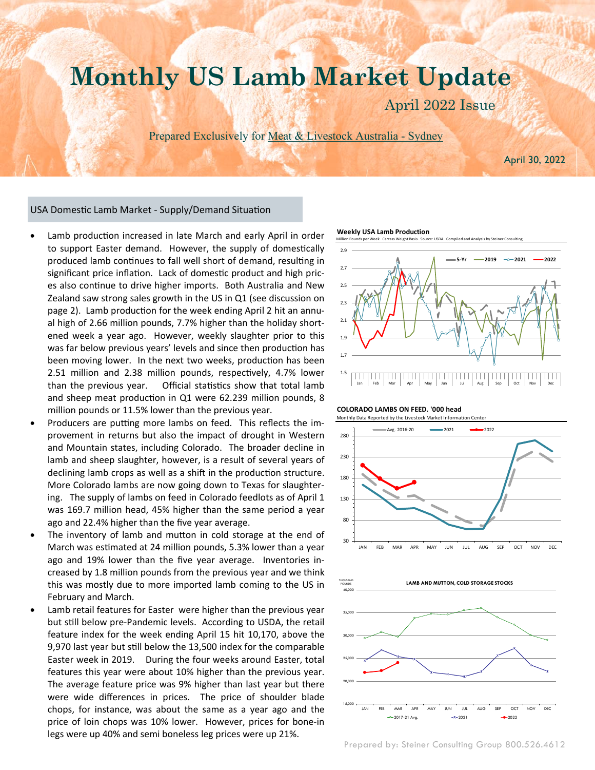# Monthly US Lamb Market Update

April 2022 Issue

Prepared Exclusively for Meat & Livestock Australia - Sydney

April 30, 2022

## USA Domestic Lamb Market - Supply/Demand Situation

- Lamb production increased in late March and early April in order to support Easter demand. However, the supply of domestically produced lamb continues to fall well short of demand, resulting in significant price inflation. Lack of domestic product and high prices also continue to drive higher imports. Both Australia and New Zealand saw strong sales growth in the US in Q1 (see discussion on page 2). Lamb production for the week ending April 2 hit an annual high of 2.66 million pounds, 7.7% higher than the holiday shortened week a year ago. However, weekly slaughter prior to this was far below previous years' levels and since then production has been moving lower. In the next two weeks, production has been 2.51 million and 2.38 million pounds, respectively, 4.7% lower than the previous year. Official statistics show that total lamb and sheep meat production in Q1 were 62.239 million pounds, 8 million pounds or 11.5% lower than the previous year.
- Producers are putting more lambs on feed. This reflects the improvement in returns but also the impact of drought in Western and Mountain states, including Colorado. The broader decline in lamb and sheep slaughter, however, is a result of several years of declining lamb crops as well as a shift in the production structure. More Colorado lambs are now going down to Texas for slaughtering. The supply of lambs on feed in Colorado feedlots as of April 1 was 169.7 million head, 45% higher than the same period a year ago and 22.4% higher than the five year average.
- The inventory of lamb and mutton in cold storage at the end of March was estimated at 24 million pounds, 5.3% lower than a year ago and 19% lower than the five year average. Inventories increased by 1.8 million pounds from the previous year and we think this was mostly due to more imported lamb coming to the US in February and March.
- Lamb retail features for Easter were higher than the previous year but still below pre-Pandemic levels. According to USDA, the retail feature index for the week ending April 15 hit 10,170, above the 9,970 last year but still below the 13,500 index for the comparable Easter week in 2019. During the four weeks around Easter, total features this year were about 10% higher than the previous year. The average feature price was 9% higher than last year but there were wide differences in prices. The price of shoulder blade chops, for instance, was about the same as a year ago and the price of loin chops was 10% lower. However, prices for bone-in legs were up 40% and semi boneless leg prices were up 21%.

**Weekly USA Lamb Production**

Million Pounds per Week. Carcass Weight Basis. Source: USDA. Compiled and Analysis by Steiner Consulting

**COLORADO LAMBS ON FEED. '000 head**

Monthly Data Reported by the Livestock Market Information Center

**LAMB AND MUTTON, COLD STORAGE STOCKS**

THOUSAND POUNDS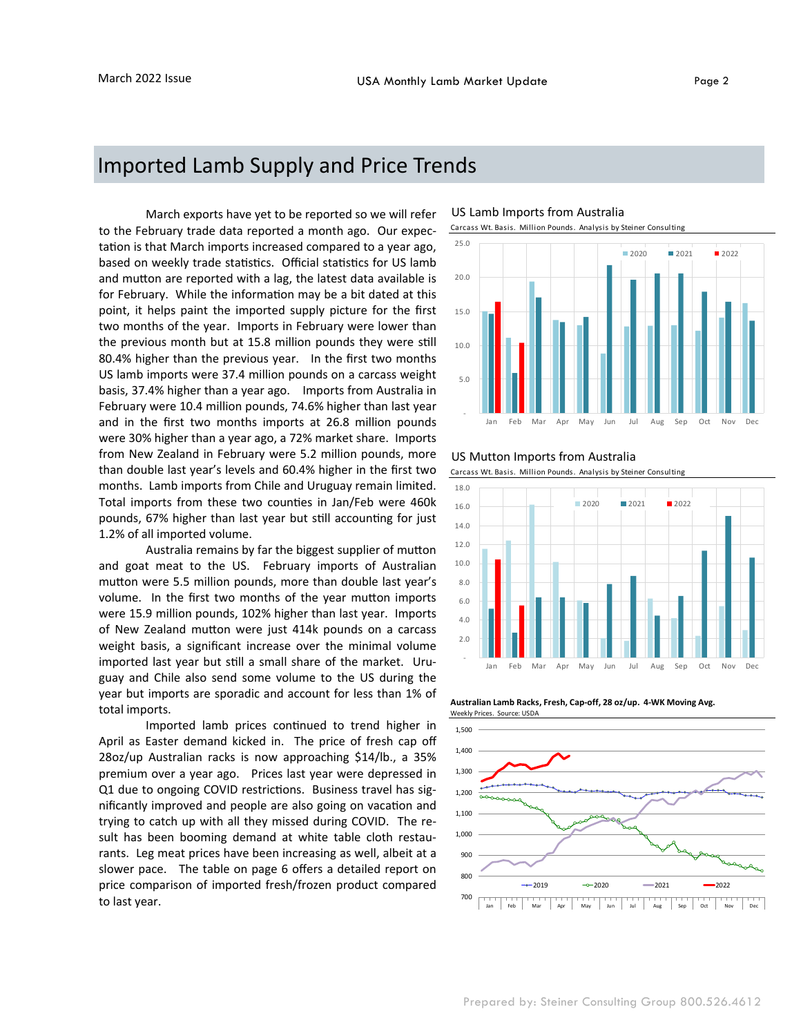# Imported Lamb Supply and Price Trends

March exports have yet to be reported so we will refer to the February trade data reported a month ago. Our expectation is that March imports increased compared to a year ago, based on weekly trade statistics. Official statistics for US lamb and mutton are reported with a lag, the latest data available is for February. While the information may be a bit dated at this point, it helps paint the imported supply picture for the first two months of the year. Imports in February were lower than the previous month but at 15.8 million pounds they were still 80.4% higher than the previous year. In the first two months US lamb imports were 37.4 million pounds on a carcass weight basis, 37.4% higher than a year ago. Imports from Australia in February were 10.4 million pounds, 74.6% higher than last year and in the first two months imports at 26.8 million pounds were 30% higher than a year ago, a 72% market share. Imports from New Zealand in February were 5.2 million pounds, more than double last year's levels and 60.4% higher in the first two months. Lamb imports from Chile and Uruguay remain limited. Total imports from these two counties in Jan/Feb were 460k pounds, 67% higher than last year but still accounting for just 1.2% of all imported volume.

Australia remains by far the biggest supplier of mutton and goat meat to the US. February imports of Australian mutton were 5.5 million pounds, more than double last year's volume. In the first two months of the year mutton imports were 15.9 million pounds, 102% higher than last year. Imports of New Zealand mutton were just 414k pounds on a carcass weight basis, a significant increase over the minimal volume imported last year but still a small share of the market. Uruguay and Chile also send some volume to the US during the year but imports are sporadic and account for less than 1% of total imports.

Imported lamb prices continued to trend higher in April as Easter demand kicked in. The price of fresh cap off 28oz/up Australian racks is now approaching $14/lb., a 35% premium over a year ago. Prices last year were depressed in Q1 due to ongoing COVID restrictions. Business travel has significantly improved and people are also going on vacation and trying to catch up with all they missed during COVID. The result has been booming demand at white table cloth restaurants. Leg meat prices have been increasing as well, albeit at a slower pace. The table on page 6 offers a detailed report on price comparison of imported fresh/frozen product compared to last year.

**US Lamb Imports from Australia**

Carcass Wt. Basis. Million Pounds. Analysis by Steiner Consulting

**US Mutton Imports from Australia**

Carcass Wt. Basis. Million Pounds. Analysis by Steiner Consulting

**Australian Lamb Racks, Fresh, Cap-off, 28 oz/up. 4-WK Moving Avg.**

Weekly Prices. Source: USDA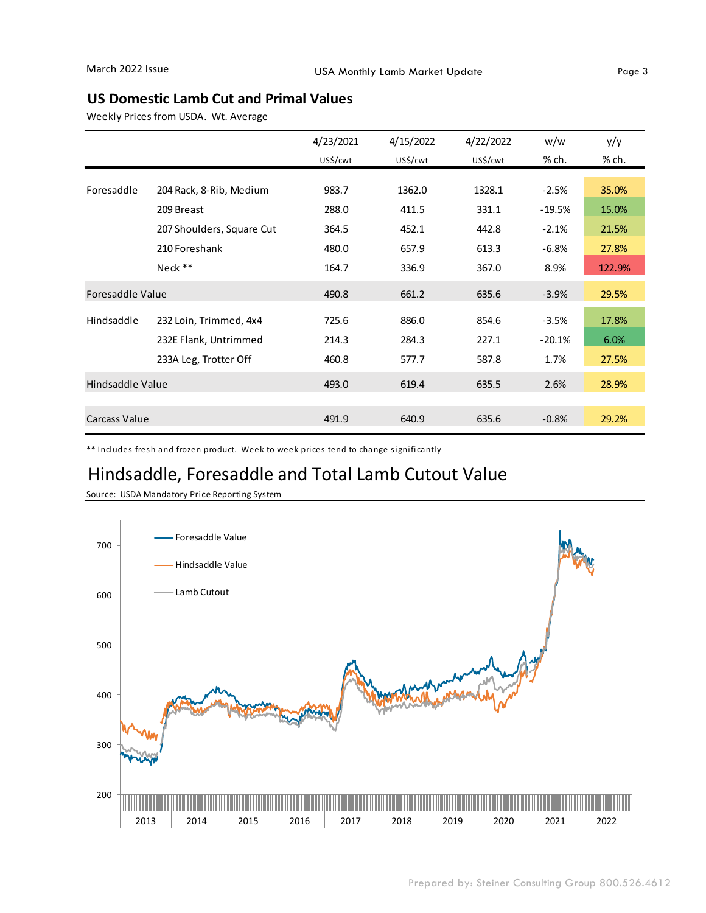## US Domestic Lamb Cut and Primal Values

Weekly Prices from USDA. Wt. Average

| | | 4/23/2021 US$/cwt | 4/15/2022 US$/cwt | 4/22/2022 US$/cwt | w/w % ch. | y/y % ch. |
|---|---|---|---|---|---|---|
| Foresaddle | 204 Rack, 8-Rib, Medium | 983.7 | 1362.0 | 1328.1 | -2.5% | 35.0% |
| | 209 Breast | 288.0 | 411.5 | 331.1 | -19.5% | 15.0% |
| | 207 Shoulders, Square Cut | 364.5 | 452.1 | 442.8 | -2.1% | 21.5% |
| | 210 Foreshank | 480.0 | 657.9 | 613.3 | -6.8% | 27.8% |
| | Neck ** | 164.7 | 336.9 | 367.0 | 8.9% | 122.9% |
| Foresaddle Value | | 490.8 | 661.2 | 635.6 | -3.9% | 29.5% |
| Hindsaddle | 232 Loin, Trimmed, 4x4 | 725.6 | 886.0 | 854.6 | -3.5% | 17.8% |
| | 232E Flank, Untrimmed | 214.3 | 284.3 | 227.1 | -20.1% | 6.0% |
| | 233A Leg, Trotter Off | 460.8 | 577.7 | 587.8 | 1.7% | 27.5% |
| Hindsaddle Value | | 493.0 | 619.4 | 635.5 | 2.6% | 28.9% |
| Carcass Value | | 491.9 | 640.9 | 635.6 | -0.8% | 29.2% |

** Includes fresh and frozen product. Week to week prices tend to change significantly

## Hindsaddle, Foresaddle and Total Lamb Cutout Value

Source: USDA Mandatory Price Reporting System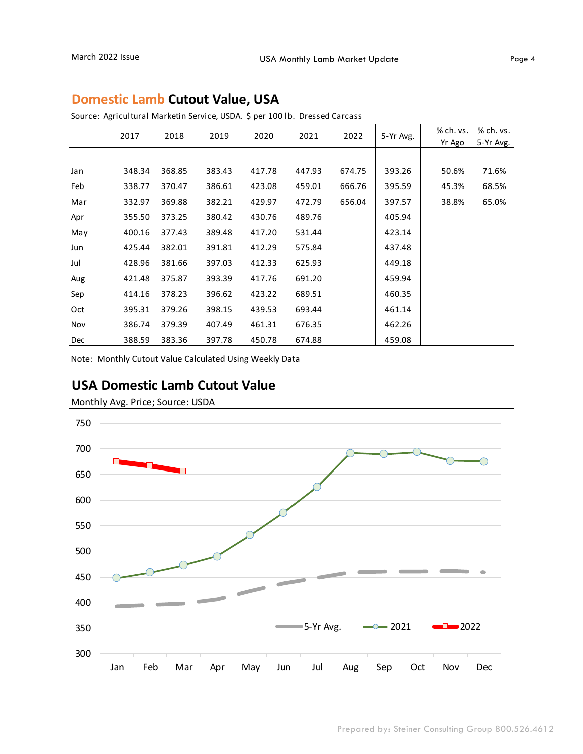## Domestic Lamb Cutout Value, USA

Source: Agricultural Marketin Service, USDA. $ per 100 lb. Dressed Carcass

| | 2017 | 2018 | 2019 | 2020 | 2021 | 2022 | 5-Yr Avg. | % ch. vs. Yr Ago | % ch. vs. 5-Yr Avg. |
|---|---|---|---|---|---|---|---|---|---|
| Jan | 348.34 | 368.85 | 383.43 | 417.78 | 447.93 | 674.75 | 393.26 | 50.6% | 71.6% |
| Feb | 338.77 | 370.47 | 386.61 | 423.08 | 459.01 | 666.76 | 395.59 | 45.3% | 68.5% |
| Mar | 332.97 | 369.88 | 382.21 | 429.97 | 472.79 | 656.04 | 397.57 | 38.8% | 65.0% |
| Apr | 355.50 | 373.25 | 380.42 | 430.76 | 489.76 | | 405.94 | | |
| May | 400.16 | 377.43 | 389.48 | 417.20 | 531.44 | | 423.14 | | |
| Jun | 425.44 | 382.01 | 391.81 | 412.29 | 575.84 | | 437.48 | | |
| Jul | 428.96 | 381.66 | 397.03 | 412.33 | 625.93 | | 449.18 | | |
| Aug | 421.48 | 375.87 | 393.39 | 417.76 | 691.20 | | 459.94 | | |
| Sep | 414.16 | 378.23 | 396.62 | 423.22 | 689.51 | | 460.35 | | |
| Oct | 395.31 | 379.26 | 398.15 | 439.53 | 693.44 | | 461.14 | | |
| Nov | 386.74 | 379.39 | 407.49 | 461.31 | 676.35 | | 462.26 | | |
| Dec | 388.59 | 383.36 | 397.78 | 450.78 | 674.88 | | 459.08 | | |

Note: Monthly Cutout Value Calculated Using Weekly Data

## USA Domestic Lamb Cutout Value

Monthly Avg. Price; Source: USDA

[Line chart: 5-Yr Avg., 2021, 2022; y-axis 300–750; x-axis Jan–Dec]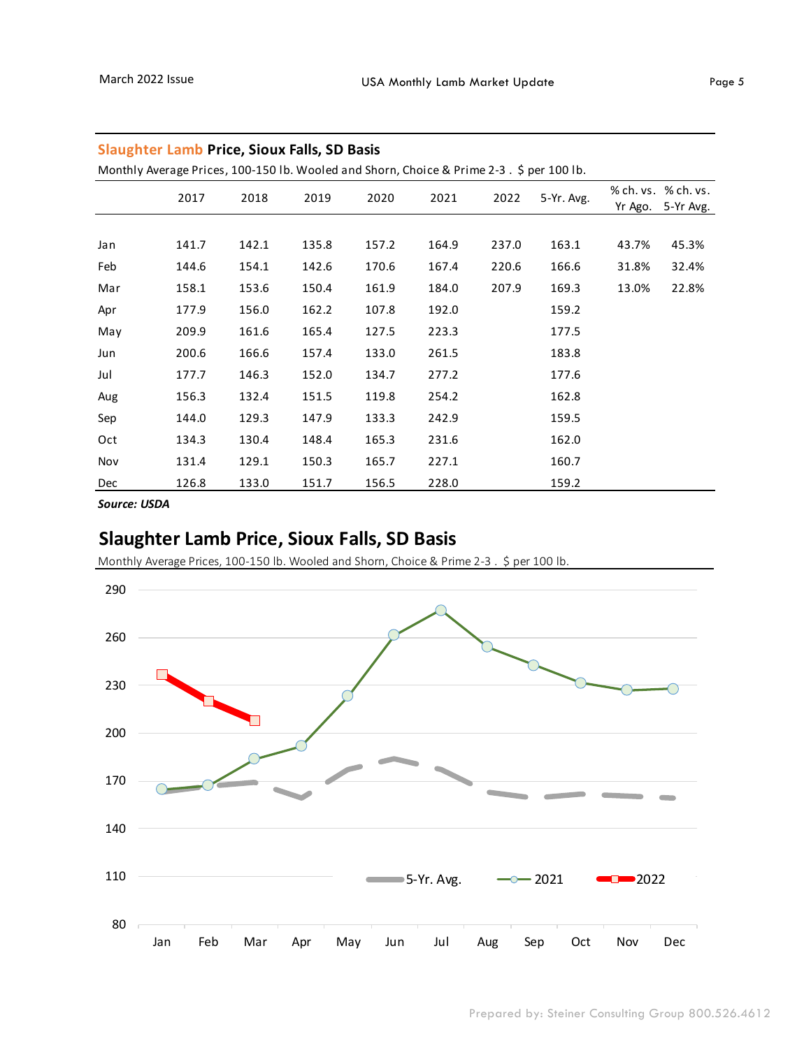## Slaughter Lamb Price, Sioux Falls, SD Basis

Monthly Average Prices, 100-150 lb. Wooled and Shorn, Choice & Prime 2-3 . $ per 100 lb.

| | 2017 | 2018 | 2019 | 2020 | 2021 | 2022 | 5-Yr. Avg. | % ch. vs. Yr Ago. | % ch. vs. 5-Yr Avg. |
|---|---|---|---|---|---|---|---|---|---|
| Jan | 141.7 | 142.1 | 135.8 | 157.2 | 164.9 | 237.0 | 163.1 | 43.7% | 45.3% |
| Feb | 144.6 | 154.1 | 142.6 | 170.6 | 167.4 | 220.6 | 166.6 | 31.8% | 32.4% |
| Mar | 158.1 | 153.6 | 150.4 | 161.9 | 184.0 | 207.9 | 169.3 | 13.0% | 22.8% |
| Apr | 177.9 | 156.0 | 162.2 | 107.8 | 192.0 | | 159.2 | | |
| May | 209.9 | 161.6 | 165.4 | 127.5 | 223.3 | | 177.5 | | |
| Jun | 200.6 | 166.6 | 157.4 | 133.0 | 261.5 | | 183.8 | | |
| Jul | 177.7 | 146.3 | 152.0 | 134.7 | 277.2 | | 177.6 | | |
| Aug | 156.3 | 132.4 | 151.5 | 119.8 | 254.2 | | 162.8 | | |
| Sep | 144.0 | 129.3 | 147.9 | 133.3 | 242.9 | | 159.5 | | |
| Oct | 134.3 | 130.4 | 148.4 | 165.3 | 231.6 | | 162.0 | | |
| Nov | 131.4 | 129.1 | 150.3 | 165.7 | 227.1 | | 160.7 | | |
| Dec | 126.8 | 133.0 | 151.7 | 156.5 | 228.0 | | 159.2 | | |

***Source: USDA***

## Slaughter Lamb Price, Sioux Falls, SD Basis

Monthly Average Prices, 100-150 lb. Wooled and Shorn, Choice & Prime 2-3 . $ per 100 lb.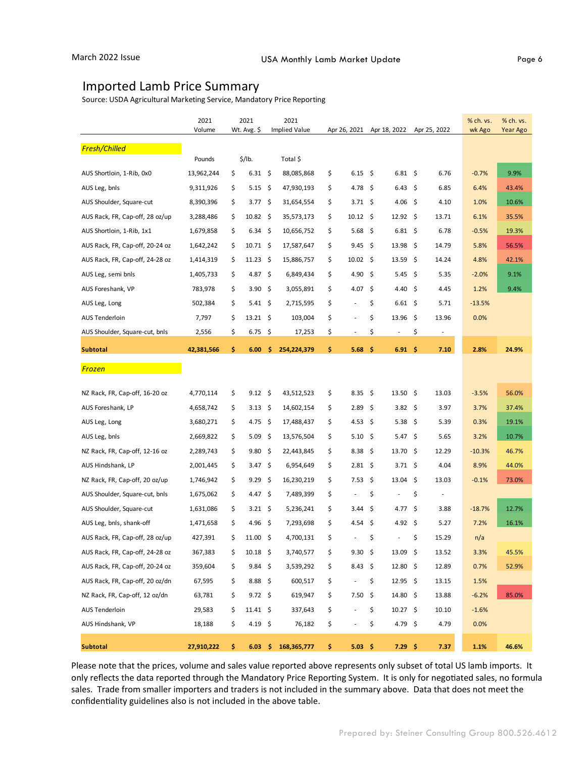## Imported Lamb Price Summary

Source: USDA Agricultural Marketing Service, Mandatory Price Reporting

| | 2021 Volume | 2021 Wt. Avg. $ | 2021 Implied Value | Apr 26, 2021 | Apr 18, 2022 | Apr 25, 2022 | % ch. vs. wk Ago | % ch. vs. Year Ago |
|---|---|---|---|---|---|---|---|---|
| *Fresh/Chilled* | | | | | | | | |
| | Pounds | $/lb. | Total $ | | | | | |
| AUS Shortloin, 1-Rib, 0x0 | 13,962,244 | $ 6.31 | $ 88,085,868 | $ 6.15 | $ 6.81 | $ 6.76 | -0.7% | 9.9% |
| AUS Leg, bnls | 9,311,926 | $ 5.15 | $ 47,930,193 | $ 4.78 | $ 6.43 | $ 6.85 | 6.4% | 43.4% |
| AUS Shoulder, Square-cut | 8,390,396 | $ 3.77 | $ 31,654,554 | $ 3.71 | $ 4.06 | $ 4.10 | 1.0% | 10.6% |
| AUS Rack, FR, Cap-off, 28 oz/up | 3,288,486 | $ 10.82 | $ 35,573,173 | $ 10.12 | $ 12.92 | $ 13.71 | 6.1% | 35.5% |
| AUS Shortloin, 1-Rib, 1x1 | 1,679,858 | $ 6.34 | $ 10,656,752 | $ 5.68 | $ 6.81 | $ 6.78 | -0.5% | 19.3% |
| AUS Rack, FR, Cap-off, 20-24 oz | 1,642,242 | $ 10.71 | $ 17,587,647 | $ 9.45 | $ 13.98 | $ 14.79 | 5.8% | 56.5% |
| AUS Rack, FR, Cap-off, 24-28 oz | 1,414,319 | $ 11.23 | $ 15,886,757 | $ 10.02 | $ 13.59 | $ 14.24 | 4.8% | 42.1% |
| AUS Leg, semi bnls | 1,405,733 | $ 4.87 | $ 6,849,434 | $ 4.90 | $ 5.45 | $ 5.35 | -2.0% | 9.1% |
| AUS Foreshank, VP | 783,978 | $ 3.90 | $ 3,055,891 | $ 4.07 | $ 4.40 | $ 4.45 | 1.2% | 9.4% |
| AUS Leg, Long | 502,384 | $ 5.41 | $ 2,715,595 | $ - | $ 6.61 | $ 5.71 | -13.5% | |
| AUS Tenderloin | 7,797 | $ 13.21 | $ 103,004 | $ - | $ 13.96 | $ 13.96 | 0.0% | |
| AUS Shoulder, Square-cut, bnls | 2,556 | $ 6.75 | $ 17,253 | $ - | $ - | $ - | | |
| **Subtotal** | **42,381,566** | **$ 6.00** | **$ 254,224,379** | **$ 5.68** | **$ 6.91** | **$ 7.10** | **2.8%** | **24.9%** |
| *Frozen* | | | | | | | | |
| NZ Rack, FR, Cap-off, 16-20 oz | 4,770,114 | $ 9.12 | $ 43,512,523 | $ 8.35 | $ 13.50 | $ 13.03 | -3.5% | 56.0% |
| AUS Foreshank, LP | 4,658,742 | $ 3.13 | $ 14,602,154 | $ 2.89 | $ 3.82 | $ 3.97 | 3.7% | 37.4% |
| AUS Leg, Long | 3,680,271 | $ 4.75 | $ 17,488,437 | $ 4.53 | $ 5.38 | $ 5.39 | 0.3% | 19.1% |
| AUS Leg, bnls | 2,669,822 | $ 5.09 | $ 13,576,504 | $ 5.10 | $ 5.47 | $ 5.65 | 3.2% | 10.7% |
| NZ Rack, FR, Cap-off, 12-16 oz | 2,289,743 | $ 9.80 | $ 22,443,845 | $ 8.38 | $ 13.70 | $ 12.29 | -10.3% | 46.7% |
| AUS Hindshank, LP | 2,001,445 | $ 3.47 | $ 6,954,649 | $ 2.81 | $ 3.71 | $ 4.04 | 8.9% | 44.0% |
| NZ Rack, FR, Cap-off, 20 oz/up | 1,746,942 | $ 9.29 | $ 16,230,219 | $ 7.53 | $ 13.04 | $ 13.03 | -0.1% | 73.0% |
| AUS Shoulder, Square-cut, bnls | 1,675,062 | $ 4.47 | $ 7,489,399 | $ - | $ - | $ - | | |
| AUS Shoulder, Square-cut | 1,631,086 | $ 3.21 | $ 5,236,241 | $ 3.44 | $ 4.77 | $ 3.88 | -18.7% | 12.7% |
| AUS Leg, bnls, shank-off | 1,471,658 | $ 4.96 | $ 7,293,698 | $ 4.54 | $ 4.92 | $ 5.27 | 7.2% | 16.1% |
| AUS Rack, FR, Cap-off, 28 oz/up | 427,391 | $ 11.00 | $ 4,700,131 | $ - | $ - | $ 15.29 | n/a | |
| AUS Rack, FR, Cap-off, 24-28 oz | 367,383 | $ 10.18 | $ 3,740,577 | $ 9.30 | $ 13.09 | $ 13.52 | 3.3% | 45.5% |
| AUS Rack, FR, Cap-off, 20-24 oz | 359,604 | $ 9.84 | $ 3,539,292 | $ 8.43 | $ 12.80 | $ 12.89 | 0.7% | 52.9% |
| AUS Rack, FR, Cap-off, 20 oz/dn | 67,595 | $ 8.88 | $ 600,517 | $ - | $ 12.95 | $ 13.15 | 1.5% | |
| NZ Rack, FR, Cap-off, 12 oz/dn | 63,781 | $ 9.72 | $ 619,947 | $ 7.50 | $ 14.80 | $ 13.88 | -6.2% | 85.0% |
| AUS Tenderloin | 29,583 | $ 11.41 | $ 337,643 | $ - | $ 10.27 | $ 10.10 | -1.6% | |
| AUS Hindshank, VP | 18,188 | $ 4.19 | $ 76,182 | $ - | $ 4.79 | $ 4.79 | 0.0% | |
| **Subtotal** | **27,910,222** | **$ 6.03** | **$ 168,365,777** | **$ 5.03** | **$ 7.29** | **$ 7.37** | **1.1%** | **46.6%** |

Please note that the prices, volume and sales value reported above represents only subset of total US lamb imports. It only reflects the data reported through the Mandatory Price Reporting System. It is only for negotiated sales, no formula sales. Trade from smaller importers and traders is not included in the summary above. Data that does not meet the confidentiality guidelines also is not included in the above table.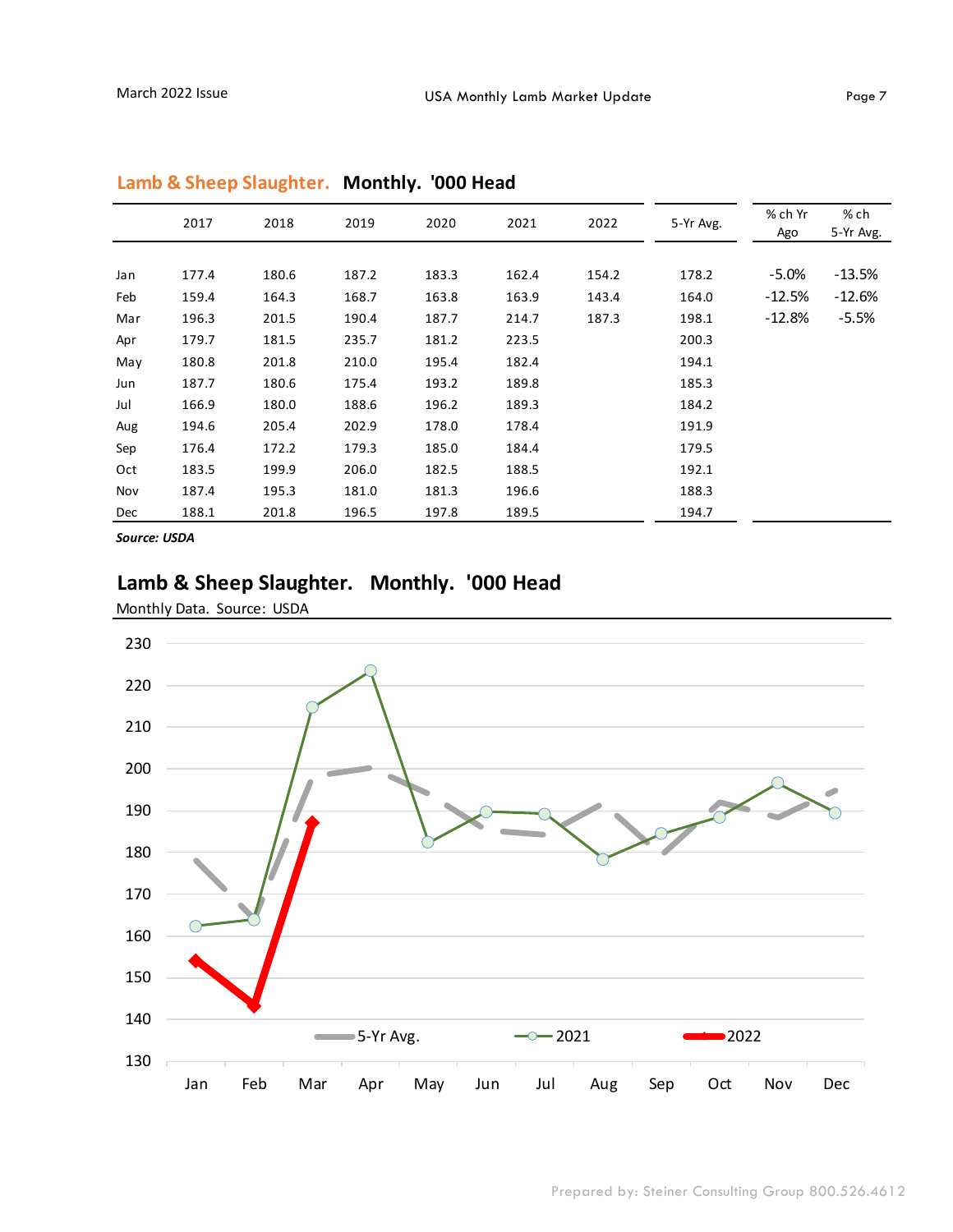## Lamb & Sheep Slaughter. Monthly. '000 Head

| | 2017 | 2018 | 2019 | 2020 | 2021 | 2022 | 5-Yr Avg. | % ch Yr Ago | % ch 5-Yr Avg. |
|---|---|---|---|---|---|---|---|---|---|
| Jan | 177.4 | 180.6 | 187.2 | 183.3 | 162.4 | 154.2 | 178.2 | -5.0% | -13.5% |
| Feb | 159.4 | 164.3 | 168.7 | 163.8 | 163.9 | 143.4 | 164.0 | -12.5% | -12.6% |
| Mar | 196.3 | 201.5 | 190.4 | 187.7 | 214.7 | 187.3 | 198.1 | -12.8% | -5.5% |
| Apr | 179.7 | 181.5 | 235.7 | 181.2 | 223.5 | | 200.3 | | |
| May | 180.8 | 201.8 | 210.0 | 195.4 | 182.4 | | 194.1 | | |
| Jun | 187.7 | 180.6 | 175.4 | 193.2 | 189.8 | | 185.3 | | |
| Jul | 166.9 | 180.0 | 188.6 | 196.2 | 189.3 | | 184.2 | | |
| Aug | 194.6 | 205.4 | 202.9 | 178.0 | 178.4 | | 191.9 | | |
| Sep | 176.4 | 172.2 | 179.3 | 185.0 | 184.4 | | 179.5 | | |
| Oct | 183.5 | 199.9 | 206.0 | 182.5 | 188.5 | | 192.1 | | |
| Nov | 187.4 | 195.3 | 181.0 | 181.3 | 196.6 | | 188.3 | | |
| Dec | 188.1 | 201.8 | 196.5 | 197.8 | 189.5 | | 194.7 | | |

***Source: USDA***

## Lamb & Sheep Slaughter. Monthly. '000 Head

Monthly Data. Source: USDA

Prepared by: Steiner Consulting Group 800.526.4612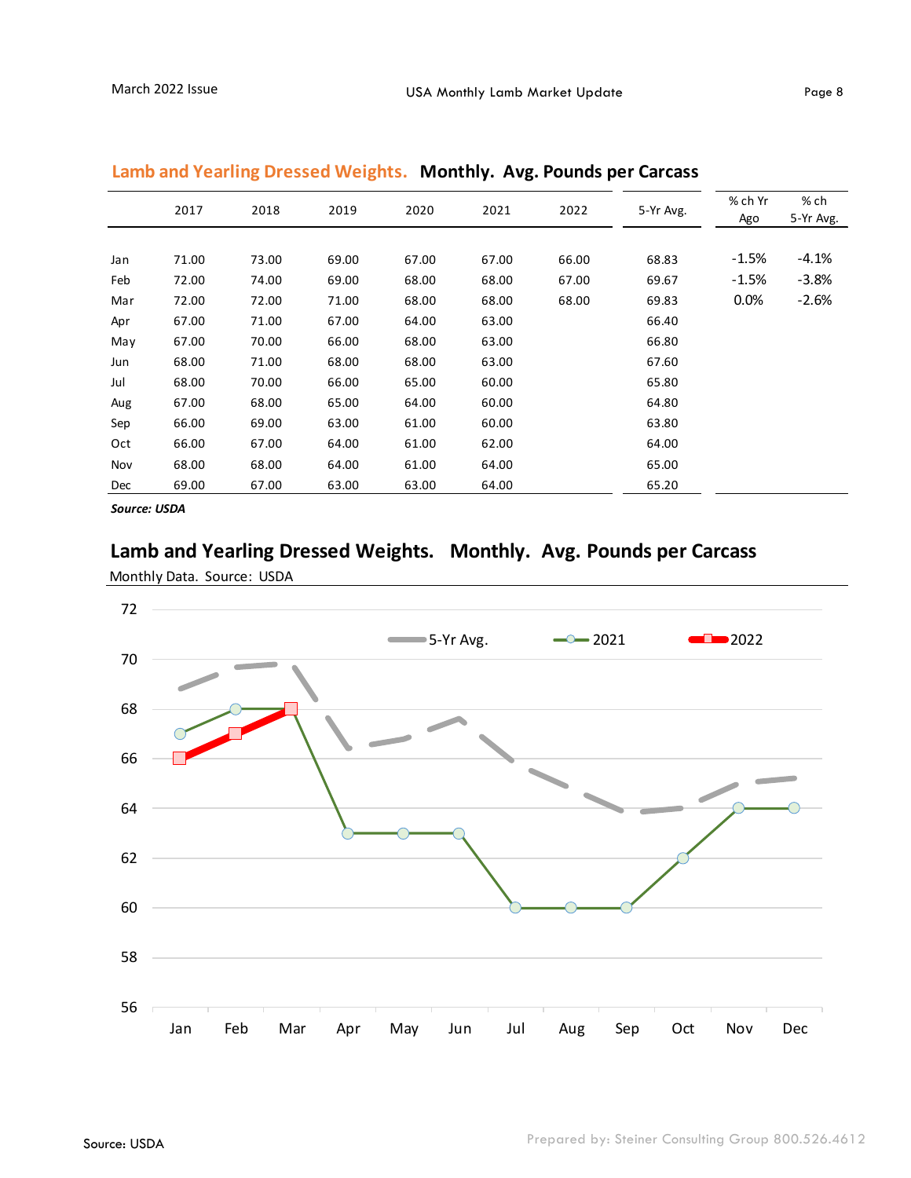## Lamb and Yearling Dressed Weights. Monthly. Avg. Pounds per Carcass

| | 2017 | 2018 | 2019 | 2020 | 2021 | 2022 | 5-Yr Avg. | % ch Yr Ago | % ch 5-Yr Avg. |
|---|---|---|---|---|---|---|---|---|---|
| Jan | 71.00 | 73.00 | 69.00 | 67.00 | 67.00 | 66.00 | 68.83 | -1.5% | -4.1% |
| Feb | 72.00 | 74.00 | 69.00 | 68.00 | 68.00 | 67.00 | 69.67 | -1.5% | -3.8% |
| Mar | 72.00 | 72.00 | 71.00 | 68.00 | 68.00 | 68.00 | 69.83 | 0.0% | -2.6% |
| Apr | 67.00 | 71.00 | 67.00 | 64.00 | 63.00 | | 66.40 | | |
| May | 67.00 | 70.00 | 66.00 | 68.00 | 63.00 | | 66.80 | | |
| Jun | 68.00 | 71.00 | 68.00 | 68.00 | 63.00 | | 67.60 | | |
| Jul | 68.00 | 70.00 | 66.00 | 65.00 | 60.00 | | 65.80 | | |
| Aug | 67.00 | 68.00 | 65.00 | 64.00 | 60.00 | | 64.80 | | |
| Sep | 66.00 | 69.00 | 63.00 | 61.00 | 60.00 | | 63.80 | | |
| Oct | 66.00 | 67.00 | 64.00 | 61.00 | 62.00 | | 64.00 | | |
| Nov | 68.00 | 68.00 | 64.00 | 61.00 | 64.00 | | 65.00 | | |
| Dec | 69.00 | 67.00 | 63.00 | 63.00 | 64.00 | | 65.20 | | |

***Source: USDA***

## Lamb and Yearling Dressed Weights. Monthly. Avg. Pounds per Carcass

Monthly Data. Source: USDA

Source: USDA

Prepared by: Steiner Consulting Group 800.526.4612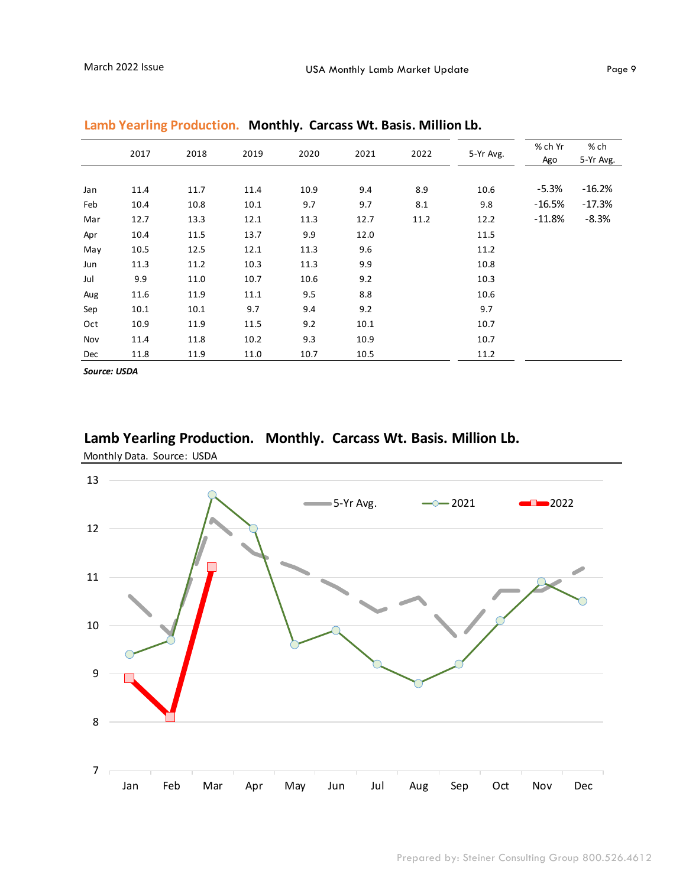## Lamb Yearling Production. Monthly. Carcass Wt. Basis. Million Lb.

| | 2017 | 2018 | 2019 | 2020 | 2021 | 2022 | 5-Yr Avg. | % ch Yr Ago | % ch 5-Yr Avg. |
|---|---|---|---|---|---|---|---|---|---|
| Jan | 11.4 | 11.7 | 11.4 | 10.9 | 9.4 | 8.9 | 10.6 | -5.3% | -16.2% |
| Feb | 10.4 | 10.8 | 10.1 | 9.7 | 9.7 | 8.1 | 9.8 | -16.5% | -17.3% |
| Mar | 12.7 | 13.3 | 12.1 | 11.3 | 12.7 | 11.2 | 12.2 | -11.8% | -8.3% |
| Apr | 10.4 | 11.5 | 13.7 | 9.9 | 12.0 | | 11.5 | | |
| May | 10.5 | 12.5 | 12.1 | 11.3 | 9.6 | | 11.2 | | |
| Jun | 11.3 | 11.2 | 10.3 | 11.3 | 9.9 | | 10.8 | | |
| Jul | 9.9 | 11.0 | 10.7 | 10.6 | 9.2 | | 10.3 | | |
| Aug | 11.6 | 11.9 | 11.1 | 9.5 | 8.8 | | 10.6 | | |
| Sep | 10.1 | 10.1 | 9.7 | 9.4 | 9.2 | | 9.7 | | |
| Oct | 10.9 | 11.9 | 11.5 | 9.2 | 10.1 | | 10.7 | | |
| Nov | 11.4 | 11.8 | 10.2 | 9.3 | 10.9 | | 10.7 | | |
| Dec | 11.8 | 11.9 | 11.0 | 10.7 | 10.5 | | 11.2 | | |

***Source: USDA***

## Lamb Yearling Production. Monthly. Carcass Wt. Basis. Million Lb.

Monthly Data. Source: USDA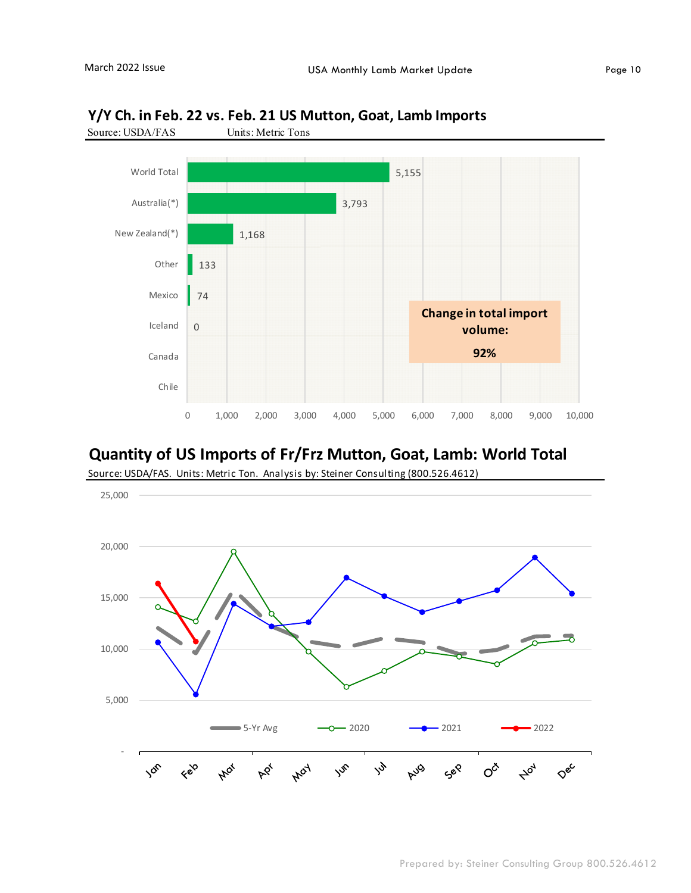## Y/Y Ch. in Feb. 22 vs. Feb. 21 US Mutton, Goat, Lamb Imports

Source: USDA/FAS Units: Metric Tons

| Country | Metric Tons |
|---|---|
| World Total | 5,155 |
| Australia(*) | 3,793 |
| New Zealand(*) | 1,168 |
| Other | 133 |
| Mexico | 74 |
| Iceland | 0 |
| Canada | |
| Chile | |

**Change in total import volume:**

**92%**

## Quantity of US Imports of Fr/Frz Mutton, Goat, Lamb: World Total

Source: USDA/FAS. Units: Metric Ton. Analysis by: Steiner Consulting (800.526.4612)

Legend: 5-Yr Avg, 2020, 2021, 2022

Months: Jan, Feb, Mar, Apr, May, Jun, Jul, Aug, Sep, Oct, Nov, Dec

Y-axis: -, 5,000, 10,000, 15,000, 20,000, 25,000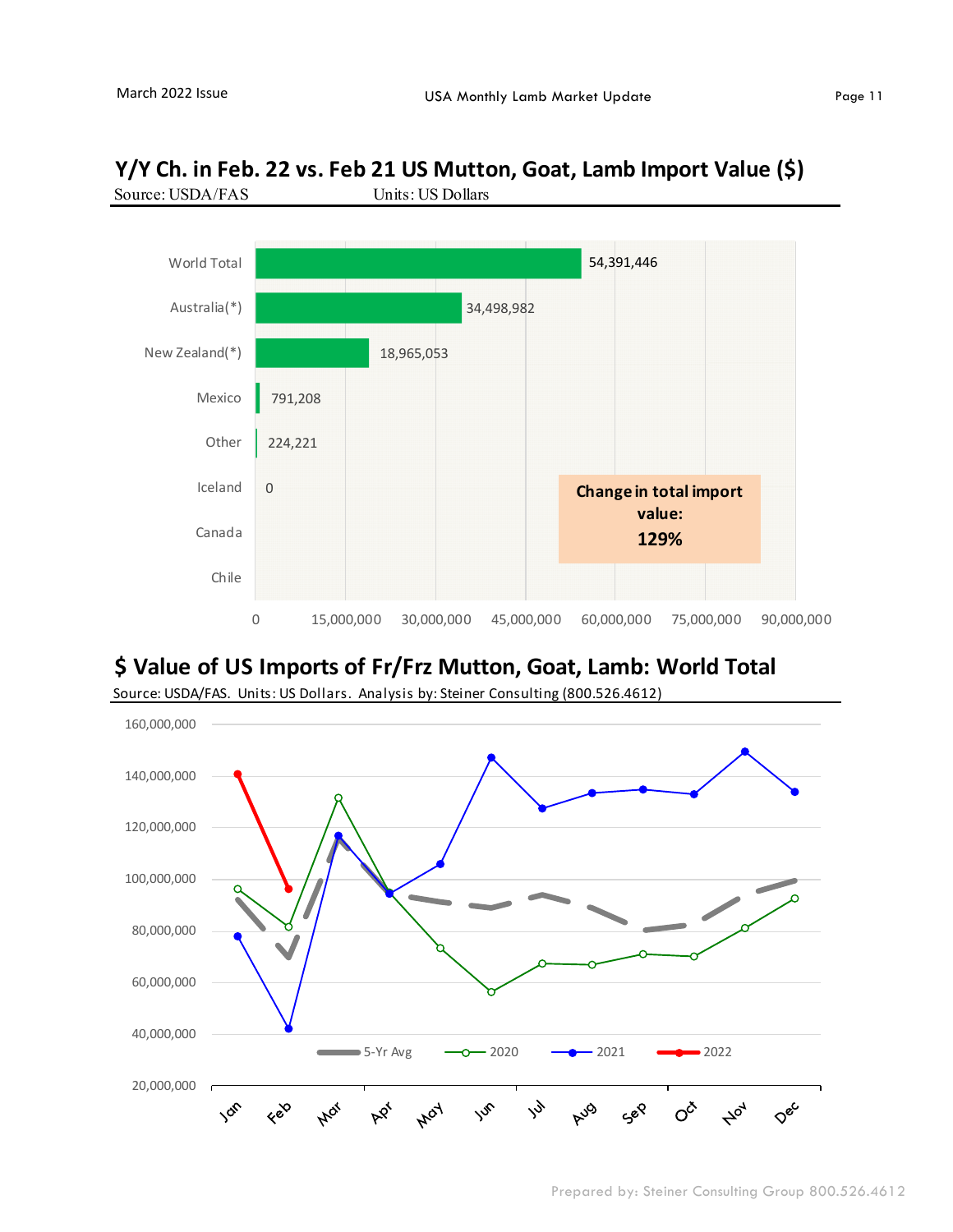## Y/Y Ch. in Feb. 22 vs. Feb 21 US Mutton, Goat, Lamb Import Value ($)

Source: USDA/FAS Units: US Dollars

| Country | Value |
|---|---|
| World Total | 54,391,446 |
| Australia(*) | 34,498,982 |
| New Zealand(*) | 18,965,053 |
| Mexico | 791,208 |
| Other | 224,221 |
| Iceland | 0 |
| Canada | |
| Chile | |

**Change in total import value: 129%**

## $ Value of US Imports of Fr/Frz Mutton, Goat, Lamb: World Total

Source: USDA/FAS. Units: US Dollars. Analysis by: Steiner Consulting (800.526.4612)

Legend: 5-Yr Avg, 2020, 2021, 2022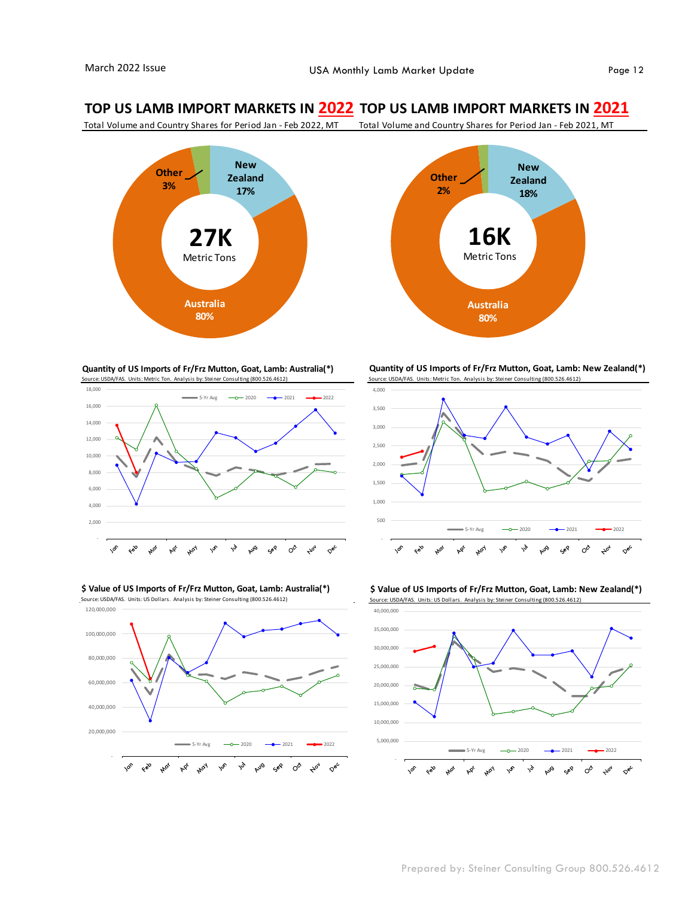## TOP US LAMB IMPORT MARKETS IN 2022

Total Volume and Country Shares for Period Jan - Feb 2022, MT

Other 3%
New Zealand 17%
Australia 80%

**27K** Metric Tons

## TOP US LAMB IMPORT MARKETS IN 2021

Total Volume and Country Shares for Period Jan - Feb 2021, MT

Other 2%
New Zealand 18%
Australia 80%

**16K** Metric Tons

### Quantity of US Imports of Fr/Frz Mutton, Goat, Lamb: Australia(*)

Source: USDA/FAS. Units: Metric Ton. Analysis by: Steiner Consulting (800.526.4612)

### Quantity of US Imports of Fr/Frz Mutton, Goat, Lamb: New Zealand(*)

Source: USDA/FAS. Units: Metric Ton. Analysis by: Steiner Consulting (800.526.4612)

### $ Value of US Imports of Fr/Frz Mutton, Goat, Lamb: Australia(*)

Source: USDA/FAS. Units: US Dollars. Analysis by: Steiner Consulting (800.526.4612)

### $ Value of US Imports of Fr/Frz Mutton, Goat, Lamb: New Zealand(*)

Source: USDA/FAS. Units: US Dollars. Analysis by: Steiner Consulting (800.526.4612)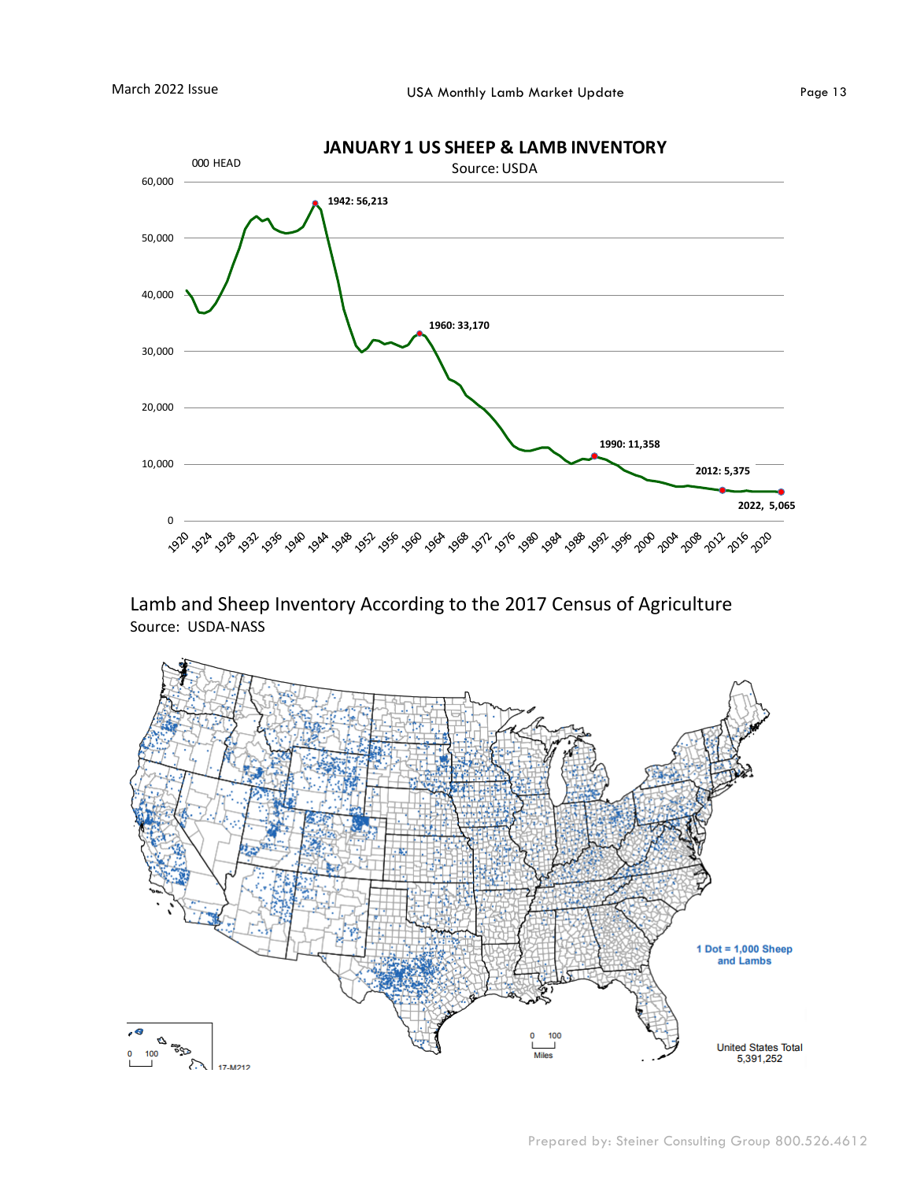## JANUARY 1 US SHEEP & LAMB INVENTORY

Source: USDA

000 HEAD

1942: 56,213

1960: 33,170

1990: 11,358

2012: 5,375

2022, 5,065

## Lamb and Sheep Inventory According to the 2017 Census of Agriculture

Source: USDA-NASS

1 Dot = 1,000 Sheep and Lambs

United States Total 5,391,252

17-M212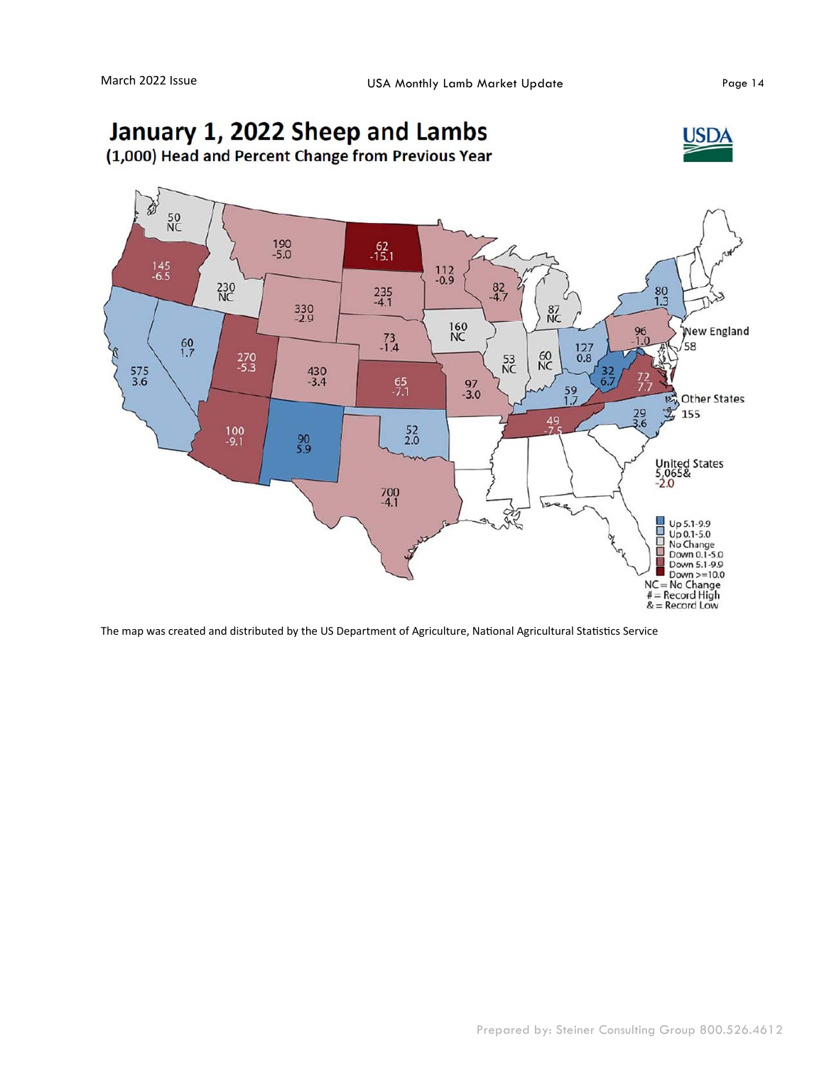# January 1, 2022 Sheep and Lambs

**(1,000) Head and Percent Change from Previous Year**

| State | Head (1,000) | Percent Change |
|---|---|---|
| Washington | 50 | NC |
| Oregon | 145 | -6.5 |
| California | 575 | 3.6 |
| Nevada | 60 | 1.7 |
| Idaho | 230 | NC |
| Montana | 190 | -5.0 |
| Wyoming | 330 | -2.9 |
| Utah | 270 | -5.3 |
| Arizona | 100 | -9.1 |
| Colorado | 430 | -3.4 |
| New Mexico | 90 | 5.9 |
| North Dakota | 62 | -15.1 |
| South Dakota | 235 | -4.1 |
| Nebraska | 73 | -1.4 |
| Kansas | 65 | -7.1 |
| Oklahoma | 52 | 2.0 |
| Texas | 700 | -4.1 |
| Minnesota | 112 | -0.9 |
| Iowa | 160 | NC |
| Missouri | 97 | -3.0 |
| Wisconsin | 82 | -4.7 |
| Illinois | 53 | NC |
| Michigan | 87 | NC |
| Indiana | 60 | NC |
| Ohio | 127 | 0.8 |
| Kentucky | 59 | 1.7 |
| Tennessee | 49 | -7.5 |
| West Virginia | 32 | 6.7 |
| Virginia | 72 | -7.7 |
| North Carolina | 29 | 3.6 |
| Pennsylvania | 96 | -1.0 |
| New York | 80 | 1.3 |
| New England | 58 | |
| Other States | 155 | |
| United States | 5,065& | -2.0 |

Legend: Up 5.1-9.9; Up 0.1-5.0; No Change; Down 0.1-5.0; Down 5.1-9.9; Down >=10.0

NC = No Change
\# = Record High
& = Record Low

The map was created and distributed by the US Department of Agriculture, National Agricultural Statistics Service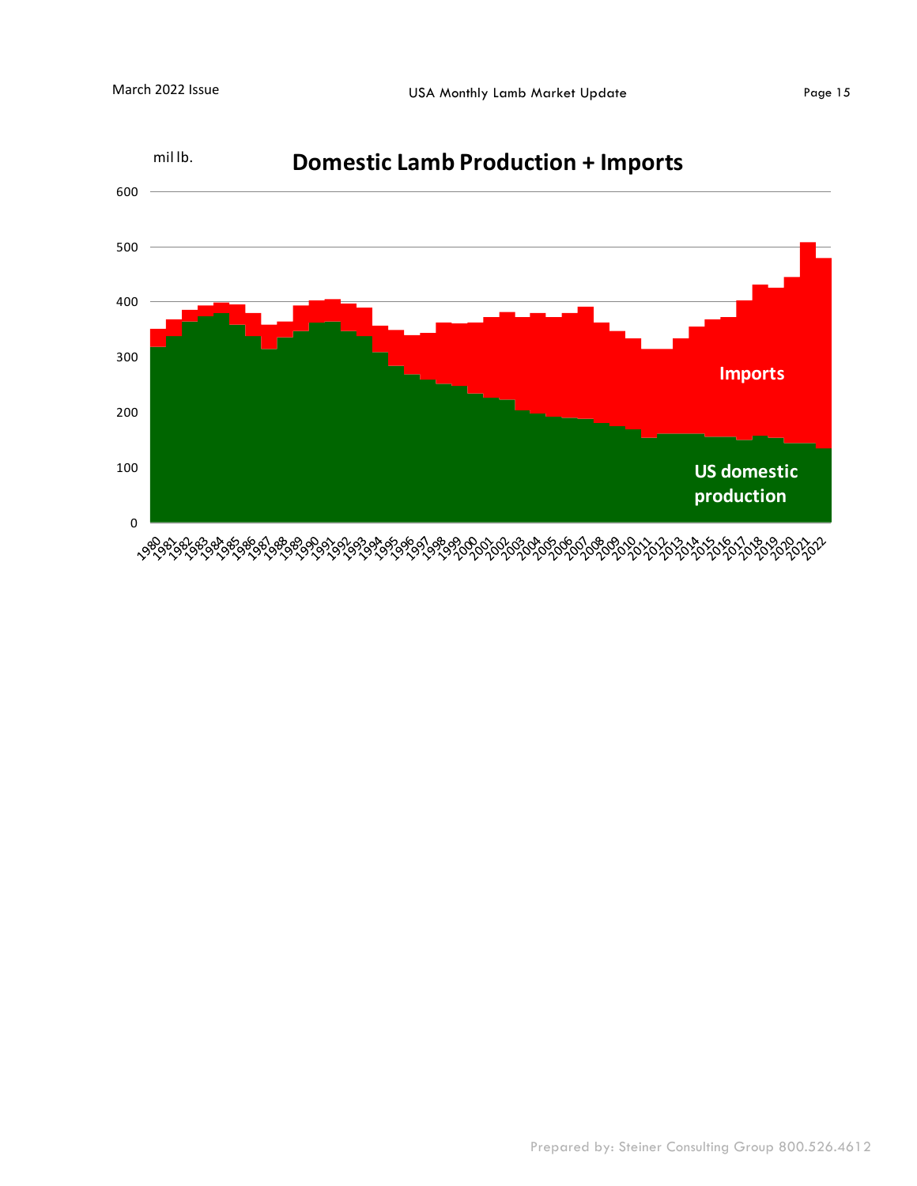## Domestic Lamb Production + Imports

mil lb.

600
500
400
300
200
100
0

Imports

US domestic production

1980 1981 1982 1983 1984 1985 1986 1987 1988 1989 1990 1991 1992 1993 1994 1995 1996 1997 1998 1999 2000 2001 2002 2003 2004 2005 2006 2007 2008 2009 2010 2011 2012 2013 2014 2015 2016 2017 2018 2019 2020 2021 2022

Prepared by: Steiner Consulting Group 800.526.4612